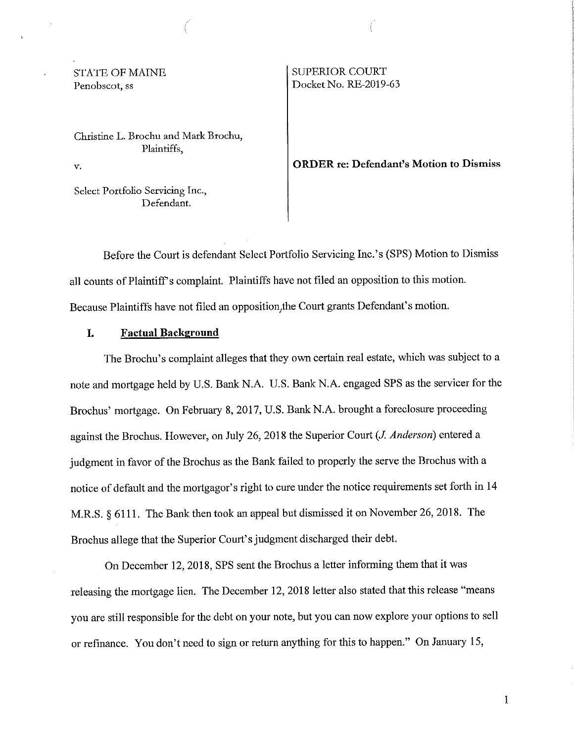STATE OF MAINE
Penobscot, ss

SUPERIOR COURT
Docket No. RE-2019-63

Christine L. Brochu and Mark Brochu,
Plaintiffs,

v.

Select Portfolio Servicing Inc.,
Defendant.

**ORDER re: Defendant's Motion to Dismiss**

Before the Court is defendant Select Portfolio Servicing Inc.'s (SPS) Motion to Dismiss all counts of Plaintiff's complaint. Plaintiffs have not filed an opposition to this motion. Because Plaintiffs have not filed an opposition, the Court grants Defendant's motion.

## I. Factual Background

The Brochu's complaint alleges that they own certain real estate, which was subject to a note and mortgage held by U.S. Bank N.A. U.S. Bank N.A. engaged SPS as the servicer for the Brochus' mortgage. On February 8, 2017, U.S. Bank N.A. brought a foreclosure proceeding against the Brochus. However, on July 26, 2018 the Superior Court (*J. Anderson*) entered a judgment in favor of the Brochus as the Bank failed to properly the serve the Brochus with a notice of default and the mortgagor's right to cure under the notice requirements set forth in 14 M.R.S. § 6111. The Bank then took an appeal but dismissed it on November 26, 2018. The Brochus allege that the Superior Court's judgment discharged their debt.

On December 12, 2018, SPS sent the Brochus a letter informing them that it was releasing the mortgage lien. The December 12, 2018 letter also stated that this release "means you are still responsible for the debt on your note, but you can now explore your options to sell or refinance. You don't need to sign or return anything for this to happen." On January 15,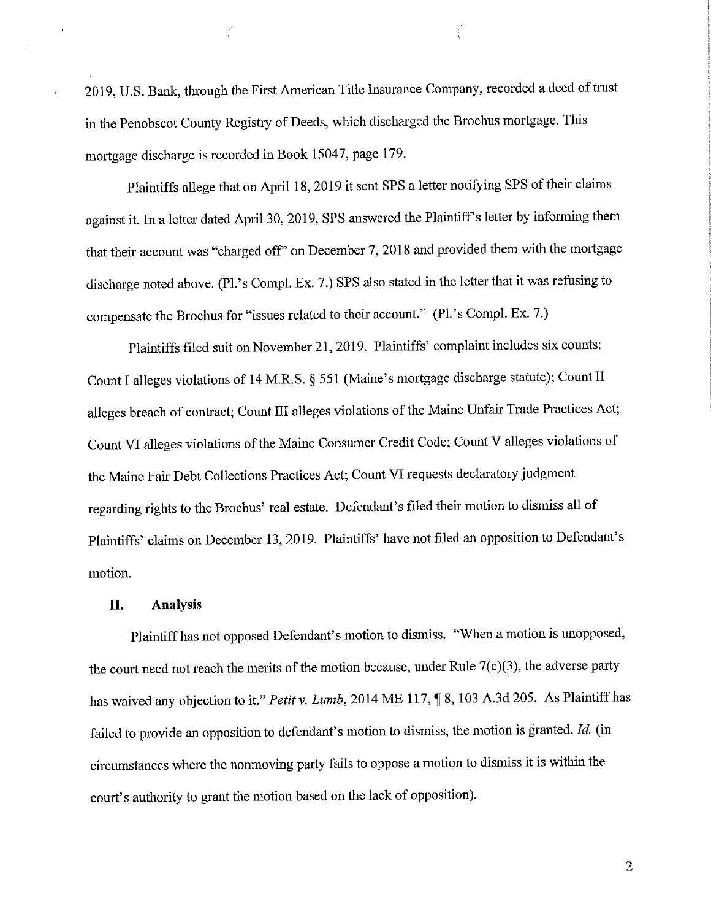2019, U.S. Bank, through the First American Title Insurance Company, recorded a deed of trust in the Penobscot County Registry of Deeds, which discharged the Brochus mortgage. This mortgage discharge is recorded in Book 15047, page 179.

Plaintiffs allege that on April 18, 2019 it sent SPS a letter notifying SPS of their claims against it. In a letter dated April 30, 2019, SPS answered the Plaintiff's letter by informing them that their account was "charged off" on December 7, 2018 and provided them with the mortgage discharge noted above. (Pl.'s Compl. Ex. 7.) SPS also stated in the letter that it was refusing to compensate the Brochus for "issues related to their account." (Pl.'s Compl. Ex. 7.)

Plaintiffs filed suit on November 21, 2019. Plaintiffs' complaint includes six counts: Count I alleges violations of 14 M.R.S. § 551 (Maine's mortgage discharge statute); Count II alleges breach of contract; Count III alleges violations of the Maine Unfair Trade Practices Act; Count VI alleges violations of the Maine Consumer Credit Code; Count V alleges violations of the Maine Fair Debt Collections Practices Act; Count VI requests declaratory judgment regarding rights to the Brochus' real estate. Defendant's filed their motion to dismiss all of Plaintiffs' claims on December 13, 2019. Plaintiffs' have not filed an opposition to Defendant's motion.

## II. Analysis

Plaintiff has not opposed Defendant's motion to dismiss. "When a motion is unopposed, the court need not reach the merits of the motion because, under Rule 7(c)(3), the adverse party has waived any objection to it." *Petit v. Lumb*, 2014 ME 117, ¶ 8, 103 A.3d 205. As Plaintiff has failed to provide an opposition to defendant's motion to dismiss, the motion is granted. *Id.* (in circumstances where the nonmoving party fails to oppose a motion to dismiss it is within the court's authority to grant the motion based on the lack of opposition).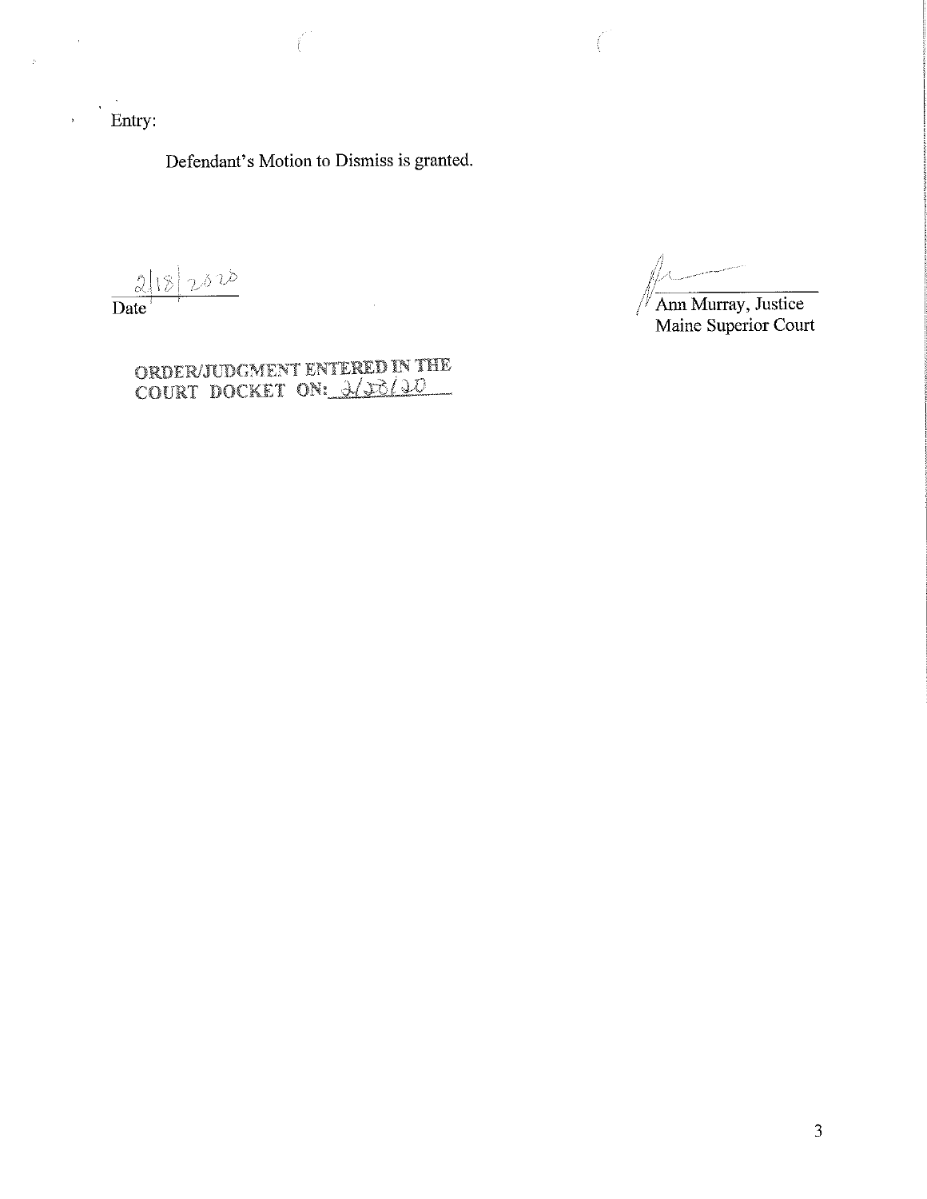Entry:

Defendant's Motion to Dismiss is granted.

2/18/2020
Date

Ann Murray, Justice
Maine Superior Court

ORDER/JUDGMENT ENTERED IN THE COURT DOCKET ON: 2/28/20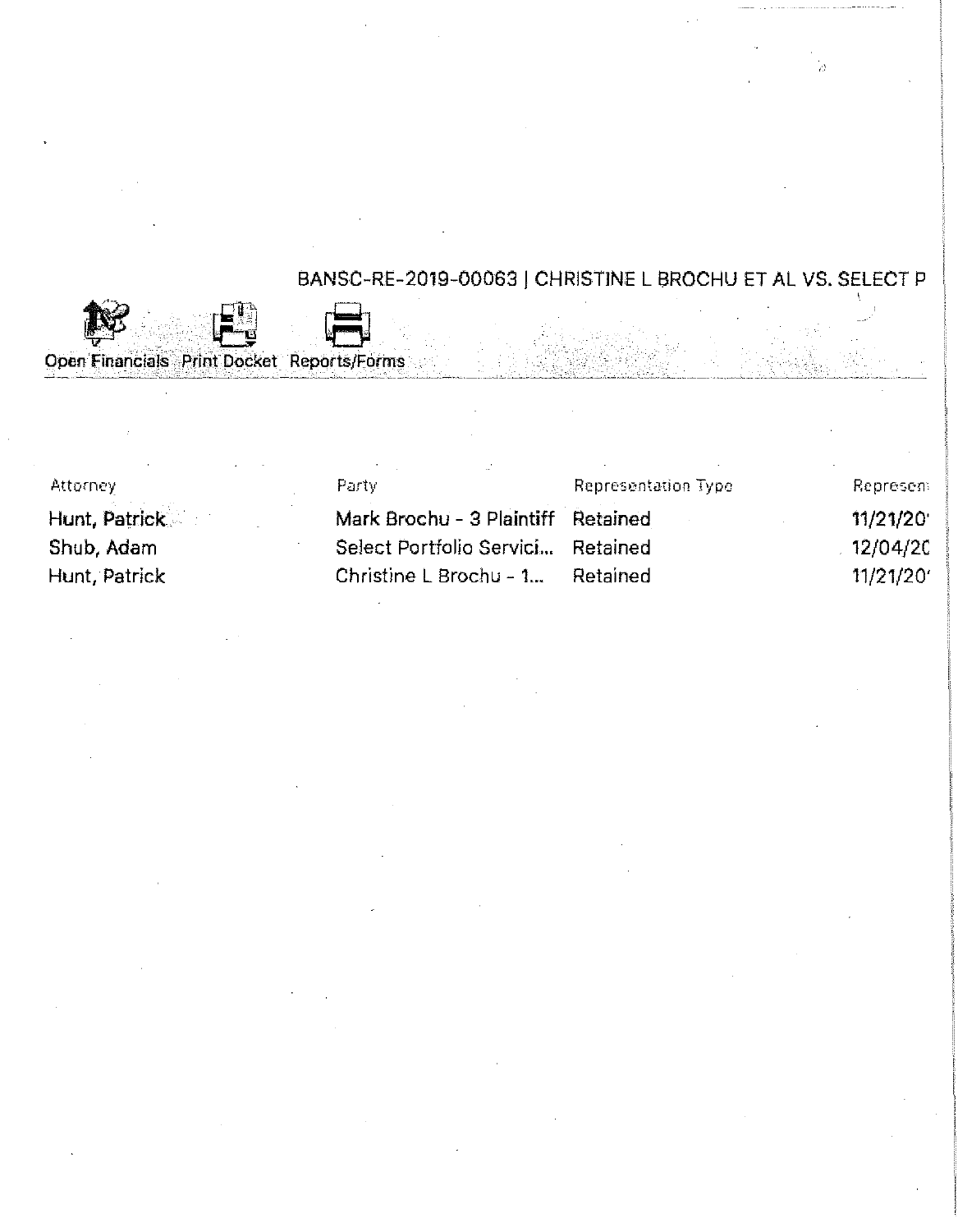BANSC-RE-2019-00063 | CHRISTINE L BROCHU ET AL VS. SELECT P

Open Financials Print Docket Reports/Forms

| Attorney | Party | Representation Type | Represen |
| --- | --- | --- | --- |
| Hunt, Patrick | Mark Brochu - 3 Plaintiff | Retained | 11/21/20 |
| Shub, Adam | Select Portfolio Servici... | Retained | 12/04/20 |
| Hunt, Patrick | Christine L Brochu - 1... | Retained | 11/21/20 |